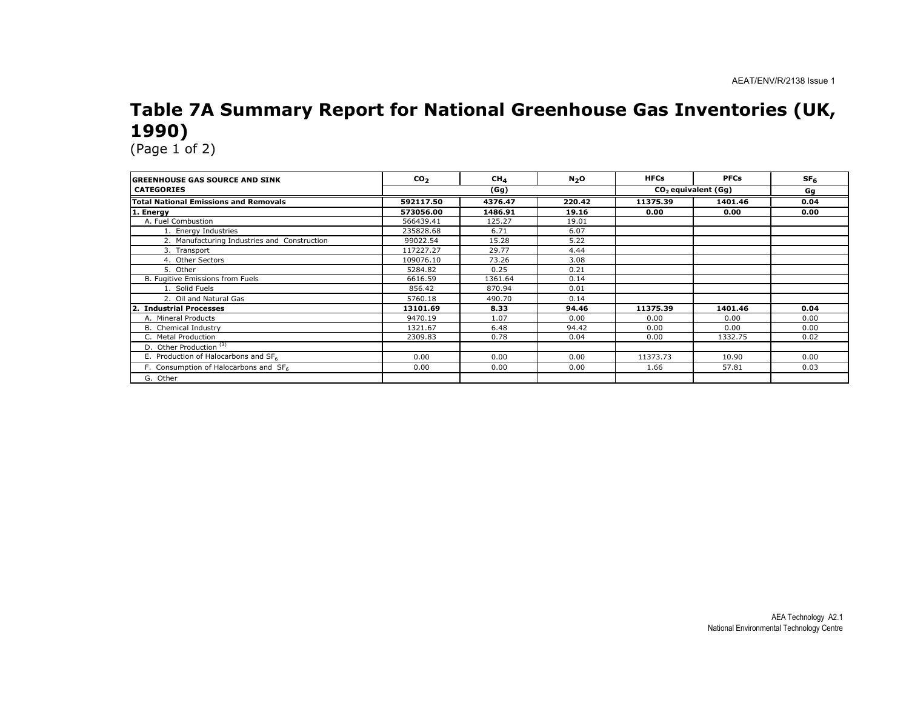# Table 7A Summary Report for National Greenhouse Gas Inventories (UK, 1990)

(Page 1 of 2)

| GREENHOUSE GAS SOURCE AND SINK | $CO_2$ | $CH_4$ | $N_2O$ | HFCs | PFCs | $SF_6$ |
|---|---|---|---|---|---|---|
| CATEGORIES | | (Gg) | | $CO_2$ equivalent (Gg) | | Gg |
| **Total National Emissions and Removals** | **592117.50** | **4376.47** | **220.42** | **11375.39** | **1401.46** | **0.04** |
| **1. Energy** | **573056.00** | **1486.91** | **19.16** | **0.00** | **0.00** | **0.00** |
| A. Fuel Combustion | 566439.41 | 125.27 | 19.01 | | | |
| 1. Energy Industries | 235828.68 | 6.71 | 6.07 | | | |
| 2. Manufacturing Industries and Construction | 99022.54 | 15.28 | 5.22 | | | |
| 3. Transport | 117227.27 | 29.77 | 4.44 | | | |
| 4. Other Sectors | 109076.10 | 73.26 | 3.08 | | | |
| 5. Other | 5284.82 | 0.25 | 0.21 | | | |
| B. Fugitive Emissions from Fuels | 6616.59 | 1361.64 | 0.14 | | | |
| 1. Solid Fuels | 856.42 | 870.94 | 0.01 | | | |
| 2. Oil and Natural Gas | 5760.18 | 490.70 | 0.14 | | | |
| **2. Industrial Processes** | **13101.69** | **8.33** | **94.46** | **11375.39** | **1401.46** | **0.04** |
| A. Mineral Products | 9470.19 | 1.07 | 0.00 | 0.00 | 0.00 | 0.00 |
| B. Chemical Industry | 1321.67 | 6.48 | 94.42 | 0.00 | 0.00 | 0.00 |
| C. Metal Production | 2309.83 | 0.78 | 0.04 | 0.00 | 1332.75 | 0.02 |
| D. Other Production [(3)] | | | | | | |
| E. Production of Halocarbons and $SF_6$ | 0.00 | 0.00 | 0.00 | 11373.73 | 10.90 | 0.00 |
| F. Consumption of Halocarbons and $SF_6$ | 0.00 | 0.00 | 0.00 | 1.66 | 57.81 | 0.03 |
| G. Other | | | | | | |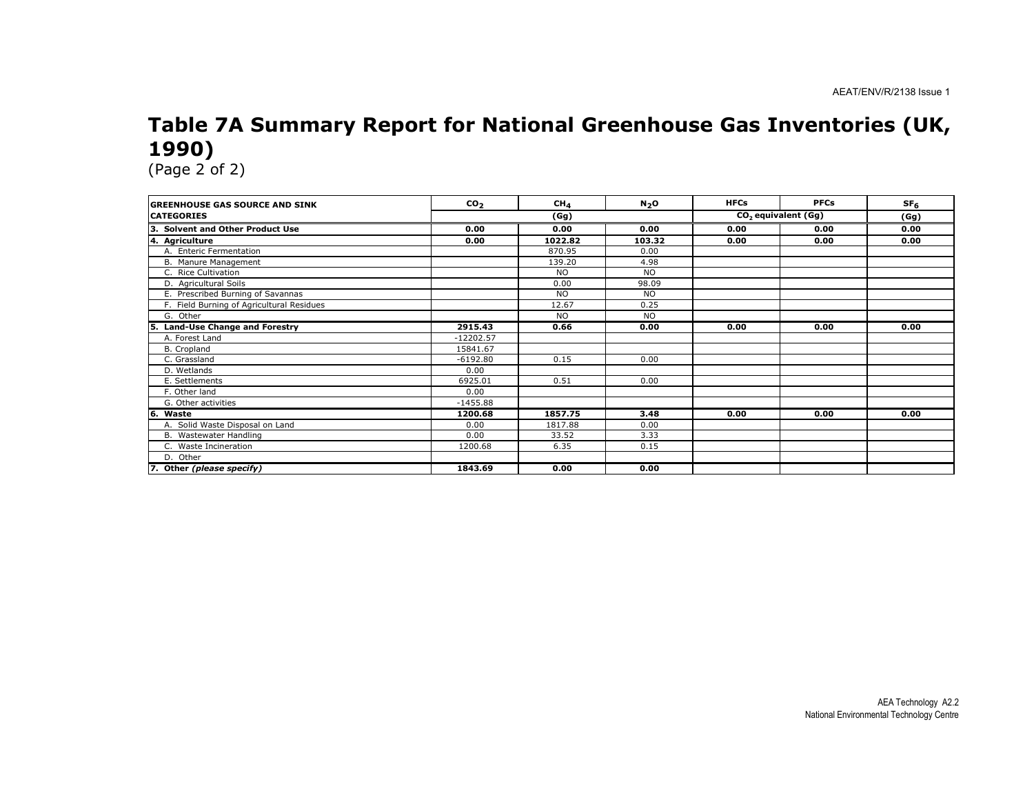# Table 7A Summary Report for National Greenhouse Gas Inventories (UK, 1990)

(Page 2 of 2)

| GREENHOUSE GAS SOURCE AND SINK CATEGORIES | $CO_2$ | $CH_4$ | $N_2O$ | HFCs | PFCs | $SF_6$ |
|---|---|---|---|---|---|---|
| | (Gg) | | | $CO_2$ equivalent (Gg) | | (Gg) |
| **3. Solvent and Other Product Use** | **0.00** | **0.00** | **0.00** | **0.00** | **0.00** | **0.00** |
| **4. Agriculture** | **0.00** | **1022.82** | **103.32** | **0.00** | **0.00** | **0.00** |
| A. Enteric Fermentation | | 870.95 | 0.00 | | | |
| B. Manure Management | | 139.20 | 4.98 | | | |
| C. Rice Cultivation | | NO | NO | | | |
| D. Agricultural Soils | | 0.00 | 98.09 | | | |
| E. Prescribed Burning of Savannas | | NO | NO | | | |
| F. Field Burning of Agricultural Residues | | 12.67 | 0.25 | | | |
| G. Other | | NO | NO | | | |
| **5. Land-Use Change and Forestry** | **2915.43** | **0.66** | **0.00** | **0.00** | **0.00** | **0.00** |
| A. Forest Land | -12202.57 | | | | | |
| B. Cropland | 15841.67 | | | | | |
| C. Grassland | -6192.80 | 0.15 | 0.00 | | | |
| D. Wetlands | 0.00 | | | | | |
| E. Settlements | 6925.01 | 0.51 | 0.00 | | | |
| F. Other land | 0.00 | | | | | |
| G. Other activities | -1455.88 | | | | | |
| **6. Waste** | **1200.68** | **1857.75** | **3.48** | **0.00** | **0.00** | **0.00** |
| A. Solid Waste Disposal on Land | 0.00 | 1817.88 | 0.00 | | | |
| B. Wastewater Handling | 0.00 | 33.52 | 3.33 | | | |
| C. Waste Incineration | 1200.68 | 6.35 | 0.15 | | | |
| D. Other | | | | | | |
| **7. Other *(please specify)*** | **1843.69** | **0.00** | **0.00** | | | |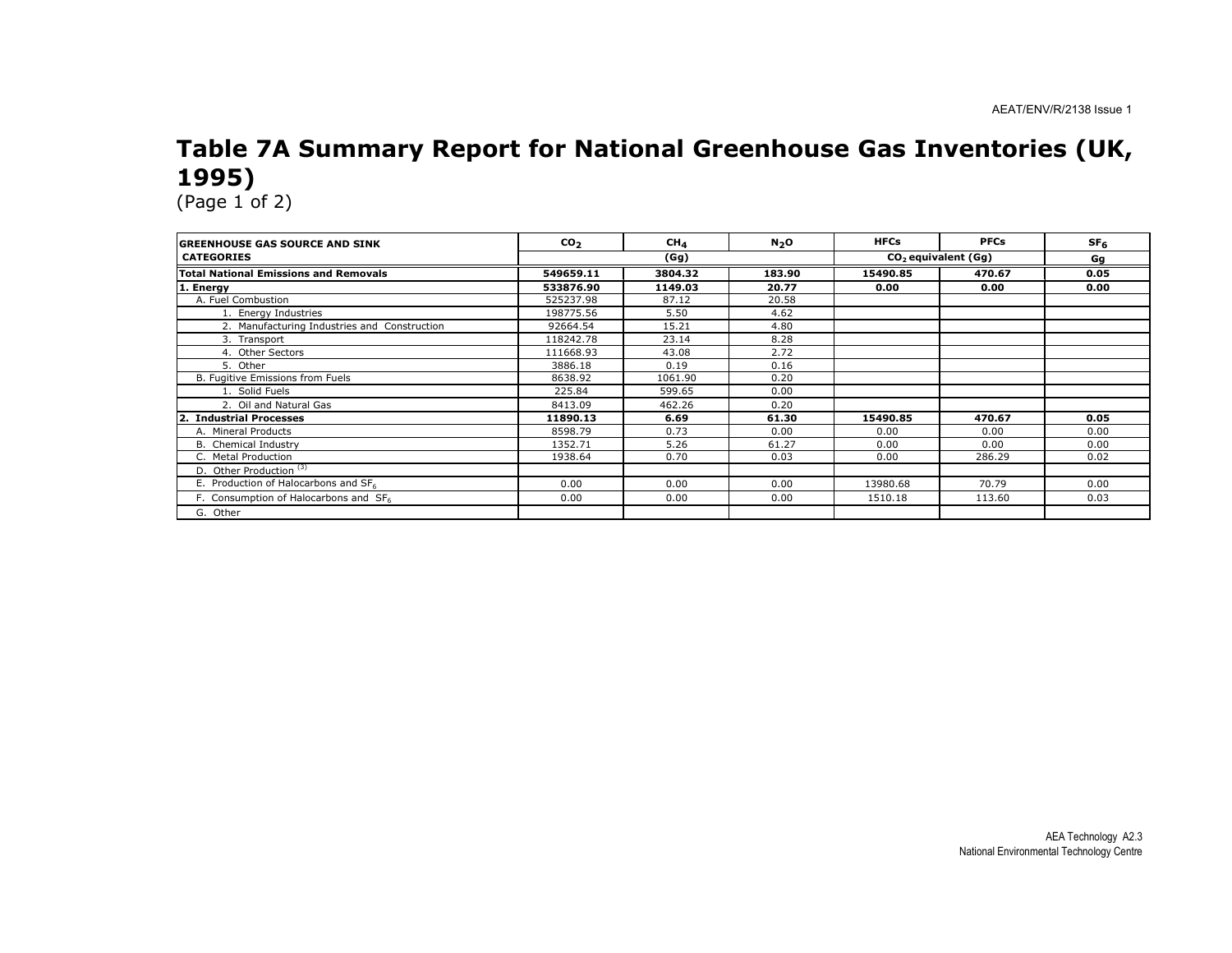# Table 7A Summary Report for National Greenhouse Gas Inventories (UK, 1995)

(Page 1 of 2)

| GREENHOUSE GAS SOURCE AND SINK CATEGORIES | $CO_2$ | $CH_4$ | $N_2O$ | HFCs | PFCs | $SF_6$ |
|---|---|---|---|---|---|---|
| | (Gg) | | | $CO_2$ equivalent (Gg) | | Gg |
| **Total National Emissions and Removals** | **549659.11** | **3804.32** | **183.90** | **15490.85** | **470.67** | **0.05** |
| **1. Energy** | **533876.90** | **1149.03** | **20.77** | **0.00** | **0.00** | **0.00** |
| A. Fuel Combustion | 525237.98 | 87.12 | 20.58 | | | |
| 1. Energy Industries | 198775.56 | 5.50 | 4.62 | | | |
| 2. Manufacturing Industries and Construction | 92664.54 | 15.21 | 4.80 | | | |
| 3. Transport | 118242.78 | 23.14 | 8.28 | | | |
| 4. Other Sectors | 111668.93 | 43.08 | 2.72 | | | |
| 5. Other | 3886.18 | 0.19 | 0.16 | | | |
| B. Fugitive Emissions from Fuels | 8638.92 | 1061.90 | 0.20 | | | |
| 1. Solid Fuels | 225.84 | 599.65 | 0.00 | | | |
| 2. Oil and Natural Gas | 8413.09 | 462.26 | 0.20 | | | |
| **2. Industrial Processes** | **11890.13** | **6.69** | **61.30** | **15490.85** | **470.67** | **0.05** |
| A. Mineral Products | 8598.79 | 0.73 | 0.00 | 0.00 | 0.00 | 0.00 |
| B. Chemical Industry | 1352.71 | 5.26 | 61.27 | 0.00 | 0.00 | 0.00 |
| C. Metal Production | 1938.64 | 0.70 | 0.03 | 0.00 | 286.29 | 0.02 |
| D. Other Production [(3)] | | | | | | |
| E. Production of Halocarbons and $SF_6$ | 0.00 | 0.00 | 0.00 | 13980.68 | 70.79 | 0.00 |
| F. Consumption of Halocarbons and $SF_6$ | 0.00 | 0.00 | 0.00 | 1510.18 | 113.60 | 0.03 |
| G. Other | | | | | | |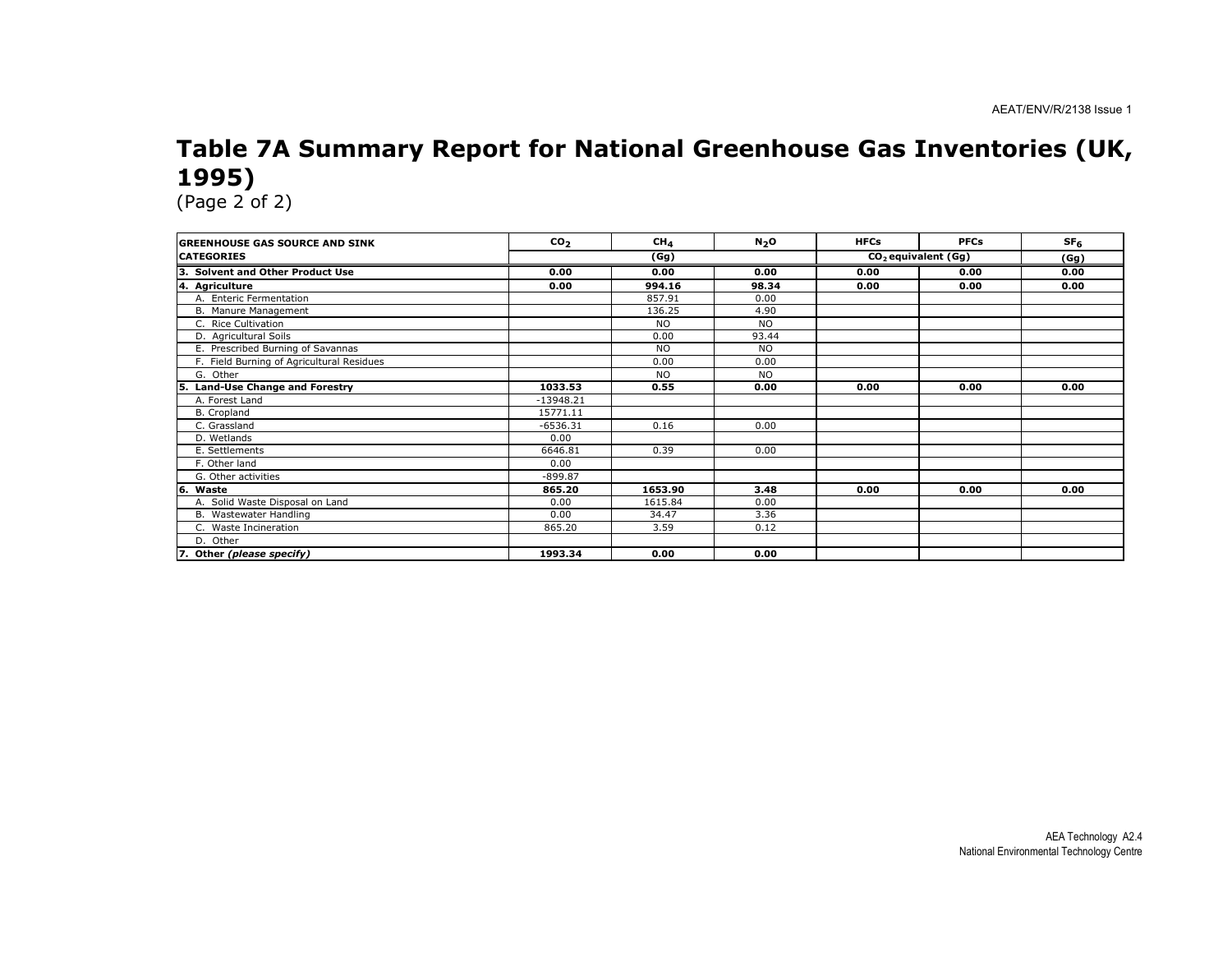# Table 7A Summary Report for National Greenhouse Gas Inventories (UK, 1995)

(Page 2 of 2)

| GREENHOUSE GAS SOURCE AND SINK CATEGORIES | $CO_2$ | $CH_4$ | $N_2O$ | HFCs | PFCs | $SF_6$ |
|---|---|---|---|---|---|---|
| | (Gg) | | | $CO_2$ equivalent (Gg) | | (Gg) |
| **3. Solvent and Other Product Use** | **0.00** | **0.00** | **0.00** | **0.00** | **0.00** | **0.00** |
| **4. Agriculture** | **0.00** | **994.16** | **98.34** | **0.00** | **0.00** | **0.00** |
| A. Enteric Fermentation | | 857.91 | 0.00 | | | |
| B. Manure Management | | 136.25 | 4.90 | | | |
| C. Rice Cultivation | | NO | NO | | | |
| D. Agricultural Soils | | 0.00 | 93.44 | | | |
| E. Prescribed Burning of Savannas | | NO | NO | | | |
| F. Field Burning of Agricultural Residues | | 0.00 | 0.00 | | | |
| G. Other | | NO | NO | | | |
| **5. Land-Use Change and Forestry** | **1033.53** | **0.55** | **0.00** | **0.00** | **0.00** | **0.00** |
| A. Forest Land | -13948.21 | | | | | |
| B. Cropland | 15771.11 | | | | | |
| C. Grassland | -6536.31 | 0.16 | 0.00 | | | |
| D. Wetlands | 0.00 | | | | | |
| E. Settlements | 6646.81 | 0.39 | 0.00 | | | |
| F. Other land | 0.00 | | | | | |
| G. Other activities | -899.87 | | | | | |
| **6. Waste** | **865.20** | **1653.90** | **3.48** | **0.00** | **0.00** | **0.00** |
| A. Solid Waste Disposal on Land | 0.00 | 1615.84 | 0.00 | | | |
| B. Wastewater Handling | 0.00 | 34.47 | 3.36 | | | |
| C. Waste Incineration | 865.20 | 3.59 | 0.12 | | | |
| D. Other | | | | | | |
| **7. Other *(please specify)*** | **1993.34** | **0.00** | **0.00** | | | |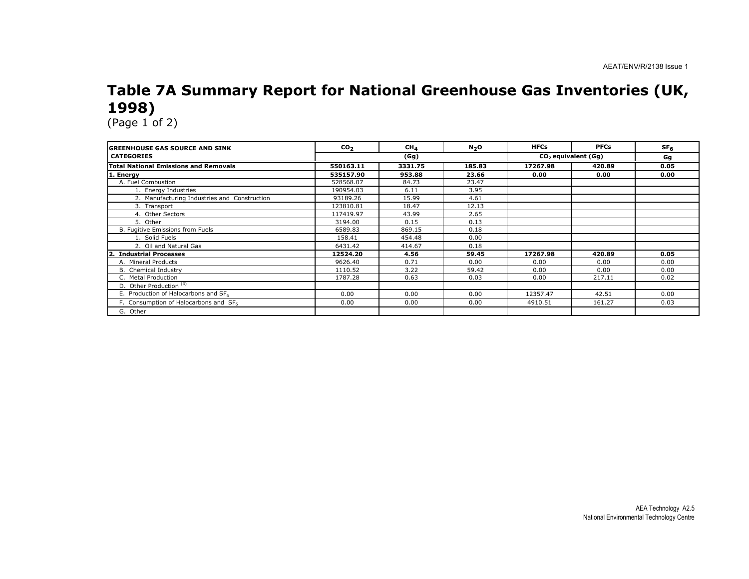# Table 7A Summary Report for National Greenhouse Gas Inventories (UK, 1998)

(Page 1 of 2)

| GREENHOUSE GAS SOURCE AND SINK CATEGORIES | $CO_2$ | $CH_4$ | $N_2O$ | HFCs | PFCs | $SF_6$ |
|---|---|---|---|---|---|---|
| | (Gg) | | | $CO_2$ equivalent (Gg) | | Gg |
| **Total National Emissions and Removals** | **550163.11** | **3331.75** | **185.83** | **17267.98** | **420.89** | **0.05** |
| **1. Energy** | **535157.90** | **953.88** | **23.66** | **0.00** | **0.00** | **0.00** |
| A. Fuel Combustion | 528568.07 | 84.73 | 23.47 | | | |
| 1. Energy Industries | 190954.03 | 6.11 | 3.95 | | | |
| 2. Manufacturing Industries and Construction | 93189.26 | 15.99 | 4.61 | | | |
| 3. Transport | 123810.81 | 18.47 | 12.13 | | | |
| 4. Other Sectors | 117419.97 | 43.99 | 2.65 | | | |
| 5. Other | 3194.00 | 0.15 | 0.13 | | | |
| B. Fugitive Emissions from Fuels | 6589.83 | 869.15 | 0.18 | | | |
| 1. Solid Fuels | 158.41 | 454.48 | 0.00 | | | |
| 2. Oil and Natural Gas | 6431.42 | 414.67 | 0.18 | | | |
| **2. Industrial Processes** | **12524.20** | **4.56** | **59.45** | **17267.98** | **420.89** | **0.05** |
| A. Mineral Products | 9626.40 | 0.71 | 0.00 | 0.00 | 0.00 | 0.00 |
| B. Chemical Industry | 1110.52 | 3.22 | 59.42 | 0.00 | 0.00 | 0.00 |
| C. Metal Production | 1787.28 | 0.63 | 0.03 | 0.00 | 217.11 | 0.02 |
| D. Other Production [(3)] | | | | | | |
| E. Production of Halocarbons and $SF_6$ | 0.00 | 0.00 | 0.00 | 12357.47 | 42.51 | 0.00 |
| F. Consumption of Halocarbons and $SF_6$ | 0.00 | 0.00 | 0.00 | 4910.51 | 161.27 | 0.03 |
| G. Other | | | | | | |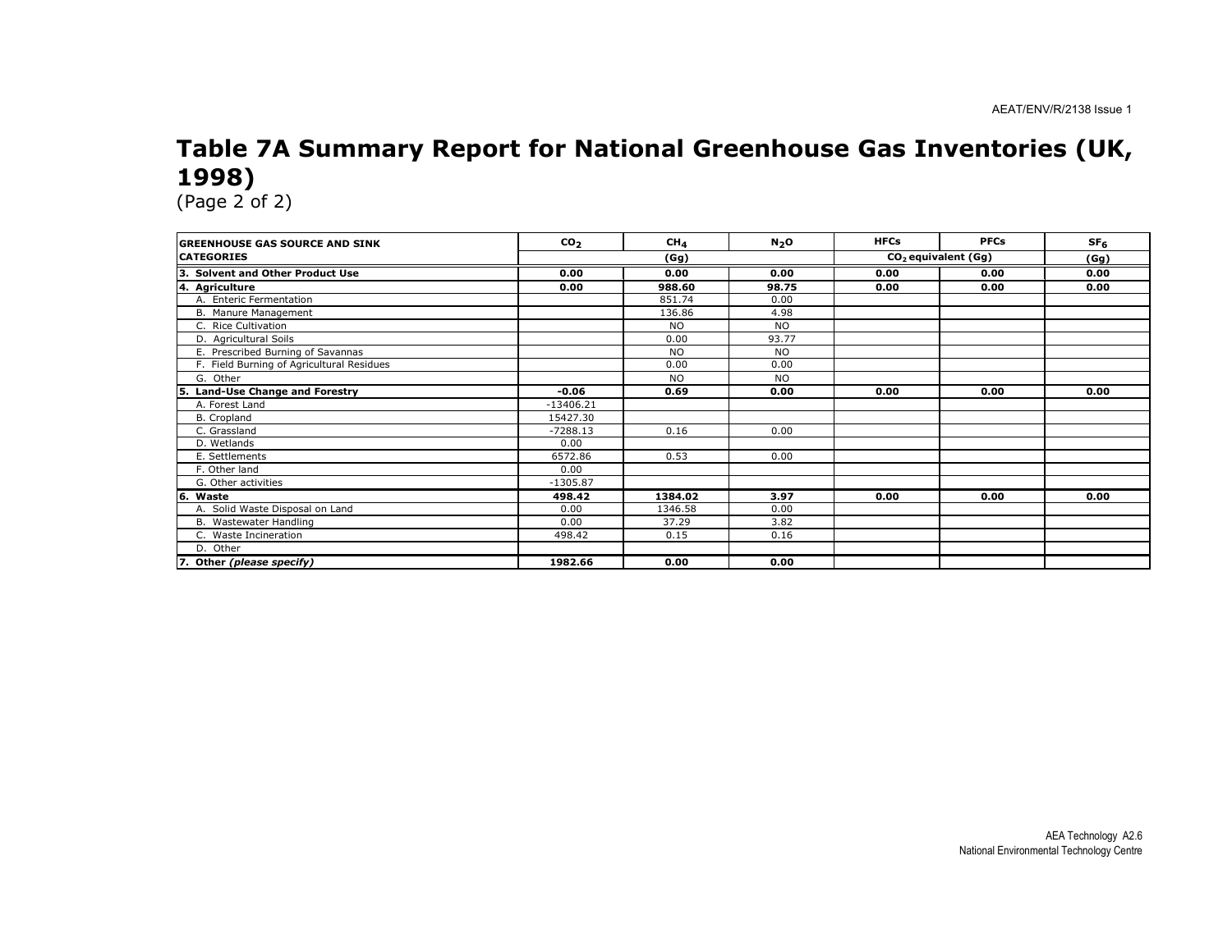# Table 7A Summary Report for National Greenhouse Gas Inventories (UK, 1998)

(Page 2 of 2)

| GREENHOUSE GAS SOURCE AND SINK CATEGORIES | $CO_2$ | $CH_4$ | $N_2O$ | HFCs | PFCs | $SF_6$ |
|---|---|---|---|---|---|---|
| | (Gg) | | | $CO_2$ equivalent (Gg) | | (Gg) |
| **3. Solvent and Other Product Use** | **0.00** | **0.00** | **0.00** | **0.00** | **0.00** | **0.00** |
| **4. Agriculture** | **0.00** | **988.60** | **98.75** | **0.00** | **0.00** | **0.00** |
| A. Enteric Fermentation | | 851.74 | 0.00 | | | |
| B. Manure Management | | 136.86 | 4.98 | | | |
| C. Rice Cultivation | | NO | NO | | | |
| D. Agricultural Soils | | 0.00 | 93.77 | | | |
| E. Prescribed Burning of Savannas | | NO | NO | | | |
| F. Field Burning of Agricultural Residues | | 0.00 | 0.00 | | | |
| G. Other | | NO | NO | | | |
| **5. Land-Use Change and Forestry** | **-0.06** | **0.69** | **0.00** | **0.00** | **0.00** | **0.00** |
| A. Forest Land | -13406.21 | | | | | |
| B. Cropland | 15427.30 | | | | | |
| C. Grassland | -7288.13 | 0.16 | 0.00 | | | |
| D. Wetlands | 0.00 | | | | | |
| E. Settlements | 6572.86 | 0.53 | 0.00 | | | |
| F. Other land | 0.00 | | | | | |
| G. Other activities | -1305.87 | | | | | |
| **6. Waste** | **498.42** | **1384.02** | **3.97** | **0.00** | **0.00** | **0.00** |
| A. Solid Waste Disposal on Land | 0.00 | 1346.58 | 0.00 | | | |
| B. Wastewater Handling | 0.00 | 37.29 | 3.82 | | | |
| C. Waste Incineration | 498.42 | 0.15 | 0.16 | | | |
| D. Other | | | | | | |
| **7. Other *(please specify)*** | **1982.66** | **0.00** | **0.00** | | | |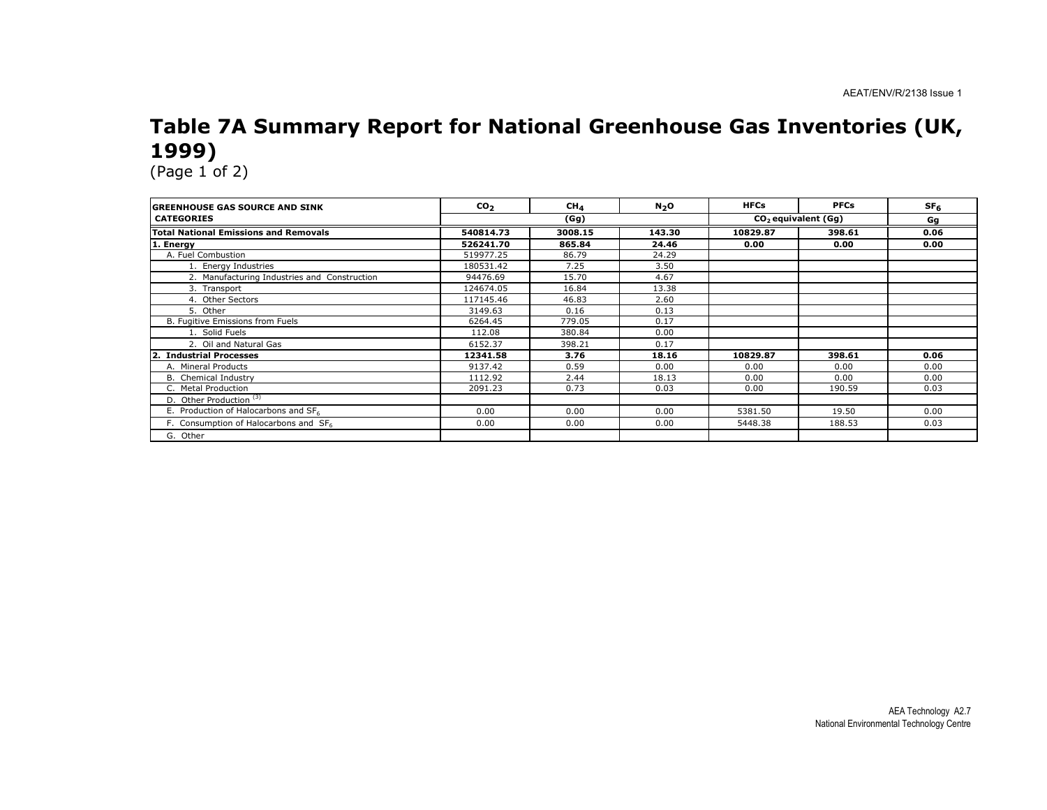# Table 7A Summary Report for National Greenhouse Gas Inventories (UK, 1999)

(Page 1 of 2)

| GREENHOUSE GAS SOURCE AND SINK CATEGORIES | $CO_2$ | $CH_4$ | $N_2O$ | HFCs | PFCs | $SF_6$ |
|---|---|---|---|---|---|---|
| | (Gg) | | | $CO_2$ equivalent (Gg) | | Gg |
| **Total National Emissions and Removals** | **540814.73** | **3008.15** | **143.30** | **10829.87** | **398.61** | **0.06** |
| **1. Energy** | **526241.70** | **865.84** | **24.46** | **0.00** | **0.00** | **0.00** |
| A. Fuel Combustion | 519977.25 | 86.79 | 24.29 | | | |
| 1. Energy Industries | 180531.42 | 7.25 | 3.50 | | | |
| 2. Manufacturing Industries and Construction | 94476.69 | 15.70 | 4.67 | | | |
| 3. Transport | 124674.05 | 16.84 | 13.38 | | | |
| 4. Other Sectors | 117145.46 | 46.83 | 2.60 | | | |
| 5. Other | 3149.63 | 0.16 | 0.13 | | | |
| B. Fugitive Emissions from Fuels | 6264.45 | 779.05 | 0.17 | | | |
| 1. Solid Fuels | 112.08 | 380.84 | 0.00 | | | |
| 2. Oil and Natural Gas | 6152.37 | 398.21 | 0.17 | | | |
| **2. Industrial Processes** | **12341.58** | **3.76** | **18.16** | **10829.87** | **398.61** | **0.06** |
| A. Mineral Products | 9137.42 | 0.59 | 0.00 | 0.00 | 0.00 | 0.00 |
| B. Chemical Industry | 1112.92 | 2.44 | 18.13 | 0.00 | 0.00 | 0.00 |
| C. Metal Production | 2091.23 | 0.73 | 0.03 | 0.00 | 190.59 | 0.03 |
| D. Other Production [(3)] | | | | | | |
| E. Production of Halocarbons and $SF_6$ | 0.00 | 0.00 | 0.00 | 5381.50 | 19.50 | 0.00 |
| F. Consumption of Halocarbons and $SF_6$ | 0.00 | 0.00 | 0.00 | 5448.38 | 188.53 | 0.03 |
| G. Other | | | | | | |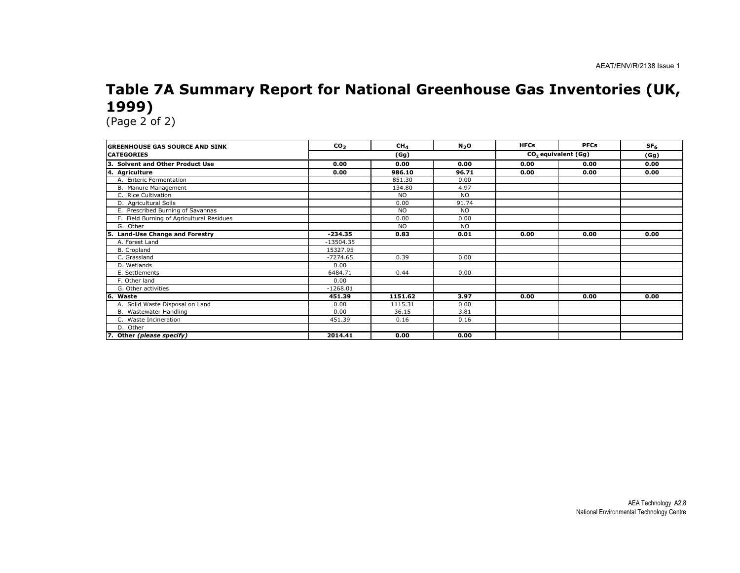# Table 7A Summary Report for National Greenhouse Gas Inventories (UK, 1999)

(Page 2 of 2)

| GREENHOUSE GAS SOURCE AND SINK CATEGORIES | $CO_2$ | $CH_4$ | $N_2O$ | HFCs | PFCs | $SF_6$ |
|---|---|---|---|---|---|---|
| | (Gg) | | | $CO_2$ equivalent (Gg) | | (Gg) |
| **3. Solvent and Other Product Use** | **0.00** | **0.00** | **0.00** | **0.00** | **0.00** | **0.00** |
| **4. Agriculture** | **0.00** | **986.10** | **96.71** | **0.00** | **0.00** | **0.00** |
| A. Enteric Fermentation | | 851.30 | 0.00 | | | |
| B. Manure Management | | 134.80 | 4.97 | | | |
| C. Rice Cultivation | | NO | NO | | | |
| D. Agricultural Soils | | 0.00 | 91.74 | | | |
| E. Prescribed Burning of Savannas | | NO | NO | | | |
| F. Field Burning of Agricultural Residues | | 0.00 | 0.00 | | | |
| G. Other | | NO | NO | | | |
| **5. Land-Use Change and Forestry** | **-234.35** | **0.83** | **0.01** | **0.00** | **0.00** | **0.00** |
| A. Forest Land | -13504.35 | | | | | |
| B. Cropland | 15327.95 | | | | | |
| C. Grassland | -7274.65 | 0.39 | 0.00 | | | |
| D. Wetlands | 0.00 | | | | | |
| E. Settlements | 6484.71 | 0.44 | 0.00 | | | |
| F. Other land | 0.00 | | | | | |
| G. Other activities | -1268.01 | | | | | |
| **6. Waste** | **451.39** | **1151.62** | **3.97** | **0.00** | **0.00** | **0.00** |
| A. Solid Waste Disposal on Land | 0.00 | 1115.31 | 0.00 | | | |
| B. Wastewater Handling | 0.00 | 36.15 | 3.81 | | | |
| C. Waste Incineration | 451.39 | 0.16 | 0.16 | | | |
| D. Other | | | | | | |
| **7. Other *(please specify)*** | **2014.41** | **0.00** | **0.00** | | | |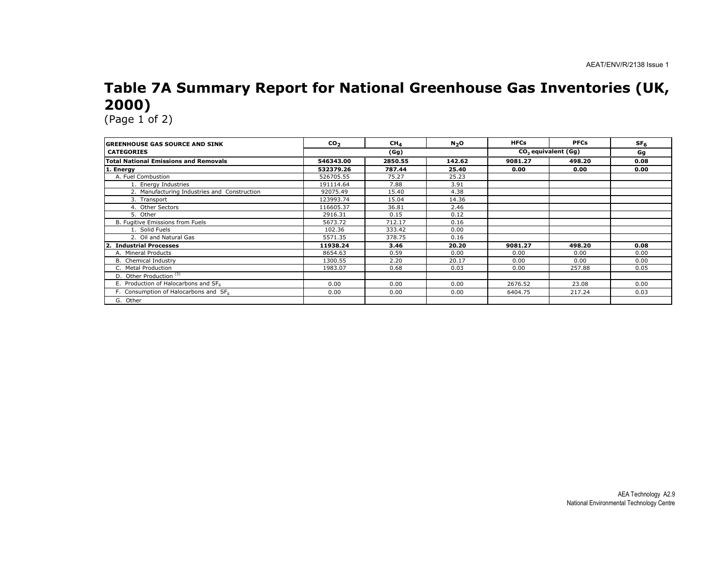# Table 7A Summary Report for National Greenhouse Gas Inventories (UK, 2000)

(Page 1 of 2)

| GREENHOUSE GAS SOURCE AND SINK CATEGORIES | $CO_2$ | $CH_4$ | $N_2O$ | HFCs | PFCs | $SF_6$ |
|---|---|---|---|---|---|---|
| | (Gg) | | | $CO_2$ equivalent (Gg) | | Gg |
| **Total National Emissions and Removals** | **546343.00** | **2850.55** | **142.62** | **9081.27** | **498.20** | **0.08** |
| **1. Energy** | **532379.26** | **787.44** | **25.40** | **0.00** | **0.00** | **0.00** |
| A. Fuel Combustion | 526705.55 | 75.27 | 25.23 | | | |
| 1. Energy Industries | 191114.64 | 7.88 | 3.91 | | | |
| 2. Manufacturing Industries and Construction | 92075.49 | 15.40 | 4.38 | | | |
| 3. Transport | 123993.74 | 15.04 | 14.36 | | | |
| 4. Other Sectors | 116605.37 | 36.81 | 2.46 | | | |
| 5. Other | 2916.31 | 0.15 | 0.12 | | | |
| B. Fugitive Emissions from Fuels | 5673.72 | 712.17 | 0.16 | | | |
| 1. Solid Fuels | 102.36 | 333.42 | 0.00 | | | |
| 2. Oil and Natural Gas | 5571.35 | 378.75 | 0.16 | | | |
| **2. Industrial Processes** | **11938.24** | **3.46** | **20.20** | **9081.27** | **498.20** | **0.08** |
| A. Mineral Products | 8654.63 | 0.59 | 0.00 | 0.00 | 0.00 | 0.00 |
| B. Chemical Industry | 1300.55 | 2.20 | 20.17 | 0.00 | 0.00 | 0.00 |
| C. Metal Production | 1983.07 | 0.68 | 0.03 | 0.00 | 257.88 | 0.05 |
| D. Other Production [(3)] | | | | | | |
| E. Production of Halocarbons and $SF_6$ | 0.00 | 0.00 | 0.00 | 2676.52 | 23.08 | 0.00 |
| F. Consumption of Halocarbons and $SF_6$ | 0.00 | 0.00 | 0.00 | 6404.75 | 217.24 | 0.03 |
| G. Other | | | | | | |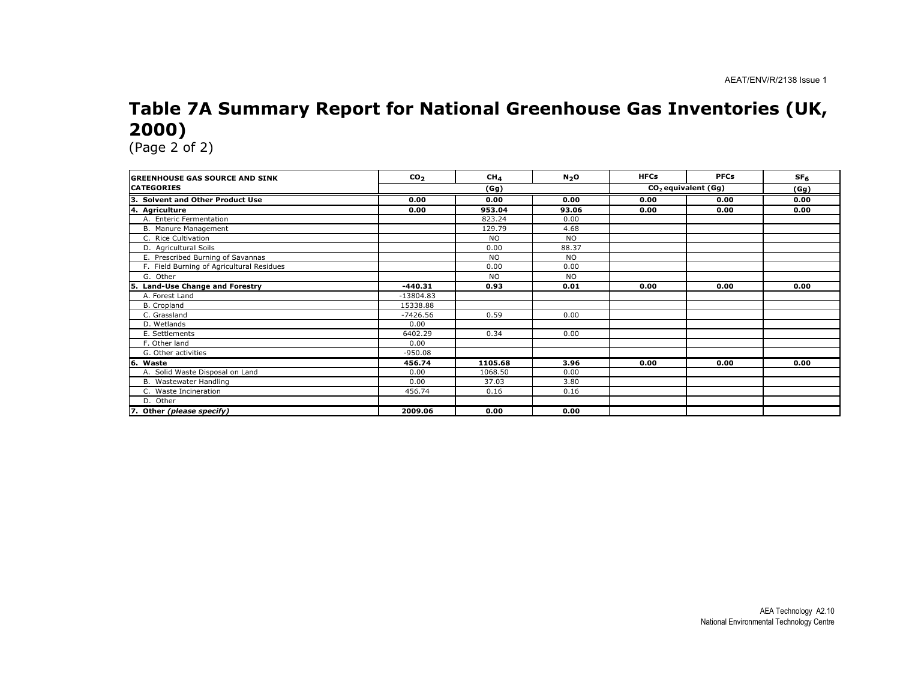# Table 7A Summary Report for National Greenhouse Gas Inventories (UK, 2000)

(Page 2 of 2)

| GREENHOUSE GAS SOURCE AND SINK CATEGORIES | $CO_2$ | $CH_4$ | $N_2O$ | HFCs | PFCs | $SF_6$ |
|---|---|---|---|---|---|---|
| | (Gg) | | | $CO_2$ equivalent (Gg) | | (Gg) |
| **3. Solvent and Other Product Use** | **0.00** | **0.00** | **0.00** | **0.00** | **0.00** | **0.00** |
| **4. Agriculture** | **0.00** | **953.04** | **93.06** | **0.00** | **0.00** | **0.00** |
| A. Enteric Fermentation | | 823.24 | 0.00 | | | |
| B. Manure Management | | 129.79 | 4.68 | | | |
| C. Rice Cultivation | | NO | NO | | | |
| D. Agricultural Soils | | 0.00 | 88.37 | | | |
| E. Prescribed Burning of Savannas | | NO | NO | | | |
| F. Field Burning of Agricultural Residues | | 0.00 | 0.00 | | | |
| G. Other | | NO | NO | | | |
| **5. Land-Use Change and Forestry** | **-440.31** | **0.93** | **0.01** | **0.00** | **0.00** | **0.00** |
| A. Forest Land | -13804.83 | | | | | |
| B. Cropland | 15338.88 | | | | | |
| C. Grassland | -7426.56 | 0.59 | 0.00 | | | |
| D. Wetlands | 0.00 | | | | | |
| E. Settlements | 6402.29 | 0.34 | 0.00 | | | |
| F. Other land | 0.00 | | | | | |
| G. Other activities | -950.08 | | | | | |
| **6. Waste** | **456.74** | **1105.68** | **3.96** | **0.00** | **0.00** | **0.00** |
| A. Solid Waste Disposal on Land | 0.00 | 1068.50 | 0.00 | | | |
| B. Wastewater Handling | 0.00 | 37.03 | 3.80 | | | |
| C. Waste Incineration | 456.74 | 0.16 | 0.16 | | | |
| D. Other | | | | | | |
| **7. Other *(please specify)*** | **2009.06** | **0.00** | **0.00** | | | |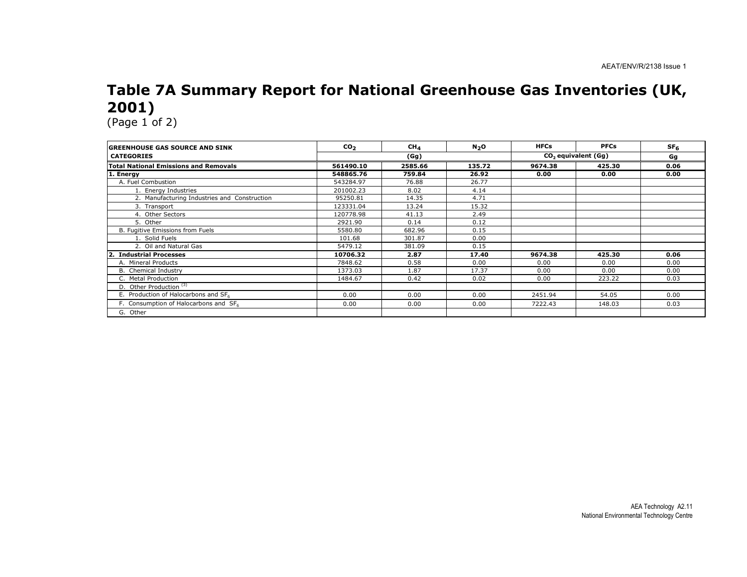# Table 7A Summary Report for National Greenhouse Gas Inventories (UK, 2001)

(Page 1 of 2)

| GREENHOUSE GAS SOURCE AND SINK CATEGORIES | $CO_2$ | $CH_4$ | $N_2O$ | HFCs | PFCs | $SF_6$ |
|---|---|---|---|---|---|---|
| | (Gg) | | | $CO_2$ equivalent (Gg) | | Gg |
| **Total National Emissions and Removals** | **561490.10** | **2585.66** | **135.72** | **9674.38** | **425.30** | **0.06** |
| **1. Energy** | **548865.76** | **759.84** | **26.92** | **0.00** | **0.00** | **0.00** |
| A. Fuel Combustion | 543284.97 | 76.88 | 26.77 | | | |
| 1. Energy Industries | 201002.23 | 8.02 | 4.14 | | | |
| 2. Manufacturing Industries and Construction | 95250.81 | 14.35 | 4.71 | | | |
| 3. Transport | 123331.04 | 13.24 | 15.32 | | | |
| 4. Other Sectors | 120778.98 | 41.13 | 2.49 | | | |
| 5. Other | 2921.90 | 0.14 | 0.12 | | | |
| B. Fugitive Emissions from Fuels | 5580.80 | 682.96 | 0.15 | | | |
| 1. Solid Fuels | 101.68 | 301.87 | 0.00 | | | |
| 2. Oil and Natural Gas | 5479.12 | 381.09 | 0.15 | | | |
| **2. Industrial Processes** | **10706.32** | **2.87** | **17.40** | **9674.38** | **425.30** | **0.06** |
| A. Mineral Products | 7848.62 | 0.58 | 0.00 | 0.00 | 0.00 | 0.00 |
| B. Chemical Industry | 1373.03 | 1.87 | 17.37 | 0.00 | 0.00 | 0.00 |
| C. Metal Production | 1484.67 | 0.42 | 0.02 | 0.00 | 223.22 | 0.03 |
| D. Other Production [3] | | | | | | |
| E. Production of Halocarbons and $SF_6$ | 0.00 | 0.00 | 0.00 | 2451.94 | 54.05 | 0.00 |
| F. Consumption of Halocarbons and $SF_6$ | 0.00 | 0.00 | 0.00 | 7222.43 | 148.03 | 0.03 |
| G. Other | | | | | | |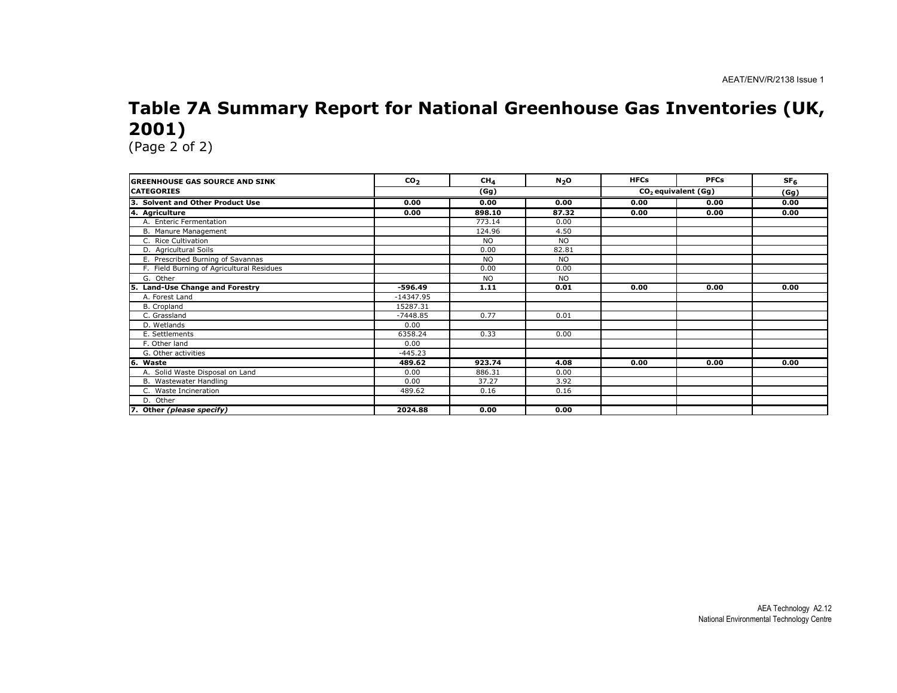# Table 7A Summary Report for National Greenhouse Gas Inventories (UK, 2001)

(Page 2 of 2)

| GREENHOUSE GAS SOURCE AND SINK CATEGORIES | $CO_2$ | $CH_4$ | $N_2O$ | HFCs | PFCs | $SF_6$ |
|---|---|---|---|---|---|---|
| | (Gg) | | | $CO_2$ equivalent (Gg) | | (Gg) |
| **3. Solvent and Other Product Use** | **0.00** | **0.00** | **0.00** | **0.00** | **0.00** | **0.00** |
| **4. Agriculture** | **0.00** | **898.10** | **87.32** | **0.00** | **0.00** | **0.00** |
| A. Enteric Fermentation | | 773.14 | 0.00 | | | |
| B. Manure Management | | 124.96 | 4.50 | | | |
| C. Rice Cultivation | | NO | NO | | | |
| D. Agricultural Soils | | 0.00 | 82.81 | | | |
| E. Prescribed Burning of Savannas | | NO | NO | | | |
| F. Field Burning of Agricultural Residues | | 0.00 | 0.00 | | | |
| G. Other | | NO | NO | | | |
| **5. Land-Use Change and Forestry** | **-596.49** | **1.11** | **0.01** | **0.00** | **0.00** | **0.00** |
| A. Forest Land | -14347.95 | | | | | |
| B. Cropland | 15287.31 | | | | | |
| C. Grassland | -7448.85 | 0.77 | 0.01 | | | |
| D. Wetlands | 0.00 | | | | | |
| E. Settlements | 6358.24 | 0.33 | 0.00 | | | |
| F. Other land | 0.00 | | | | | |
| G. Other activities | -445.23 | | | | | |
| **6. Waste** | **489.62** | **923.74** | **4.08** | **0.00** | **0.00** | **0.00** |
| A. Solid Waste Disposal on Land | 0.00 | 886.31 | 0.00 | | | |
| B. Wastewater Handling | 0.00 | 37.27 | 3.92 | | | |
| C. Waste Incineration | 489.62 | 0.16 | 0.16 | | | |
| D. Other | | | | | | |
| **7. Other *(please specify)*** | **2024.88** | **0.00** | **0.00** | | | |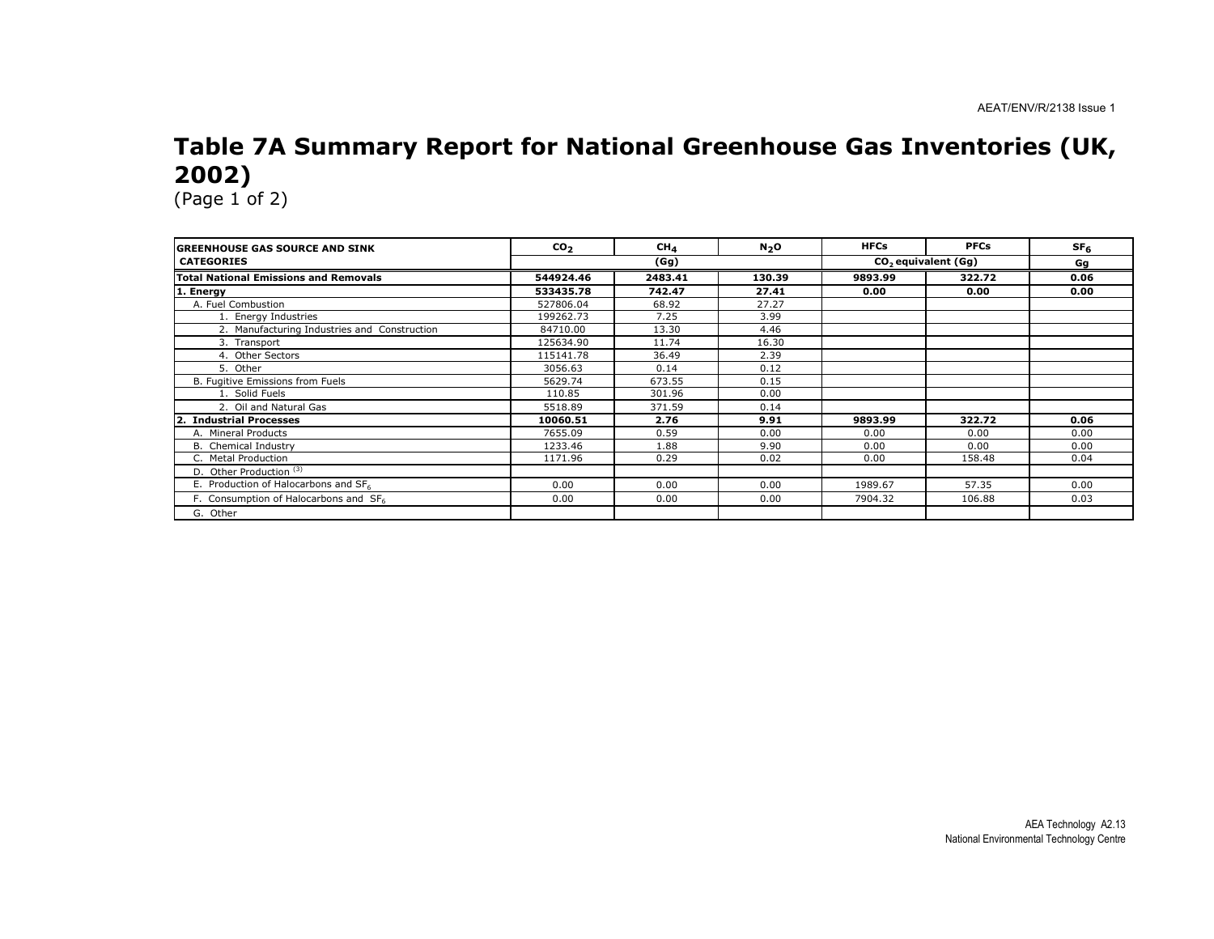# Table 7A Summary Report for National Greenhouse Gas Inventories (UK, 2002)

(Page 1 of 2)

| GREENHOUSE GAS SOURCE AND SINK CATEGORIES | $CO_2$ | $CH_4$ | $N_2O$ | HFCs | PFCs | $SF_6$ |
|---|---|---|---|---|---|---|
| | (Gg) | | | $CO_2$ equivalent (Gg) | | Gg |
| **Total National Emissions and Removals** | **544924.46** | **2483.41** | **130.39** | **9893.99** | **322.72** | **0.06** |
| **1. Energy** | **533435.78** | **742.47** | **27.41** | **0.00** | **0.00** | **0.00** |
| A. Fuel Combustion | 527806.04 | 68.92 | 27.27 | | | |
| 1. Energy Industries | 199262.73 | 7.25 | 3.99 | | | |
| 2. Manufacturing Industries and Construction | 84710.00 | 13.30 | 4.46 | | | |
| 3. Transport | 125634.90 | 11.74 | 16.30 | | | |
| 4. Other Sectors | 115141.78 | 36.49 | 2.39 | | | |
| 5. Other | 3056.63 | 0.14 | 0.12 | | | |
| B. Fugitive Emissions from Fuels | 5629.74 | 673.55 | 0.15 | | | |
| 1. Solid Fuels | 110.85 | 301.96 | 0.00 | | | |
| 2. Oil and Natural Gas | 5518.89 | 371.59 | 0.14 | | | |
| **2. Industrial Processes** | **10060.51** | **2.76** | **9.91** | **9893.99** | **322.72** | **0.06** |
| A. Mineral Products | 7655.09 | 0.59 | 0.00 | 0.00 | 0.00 | 0.00 |
| B. Chemical Industry | 1233.46 | 1.88 | 9.90 | 0.00 | 0.00 | 0.00 |
| C. Metal Production | 1171.96 | 0.29 | 0.02 | 0.00 | 158.48 | 0.04 |
| D. Other Production [3] | | | | | | |
| E. Production of Halocarbons and $SF_6$ | 0.00 | 0.00 | 0.00 | 1989.67 | 57.35 | 0.00 |
| F. Consumption of Halocarbons and $SF_6$ | 0.00 | 0.00 | 0.00 | 7904.32 | 106.88 | 0.03 |
| G. Other | | | | | | |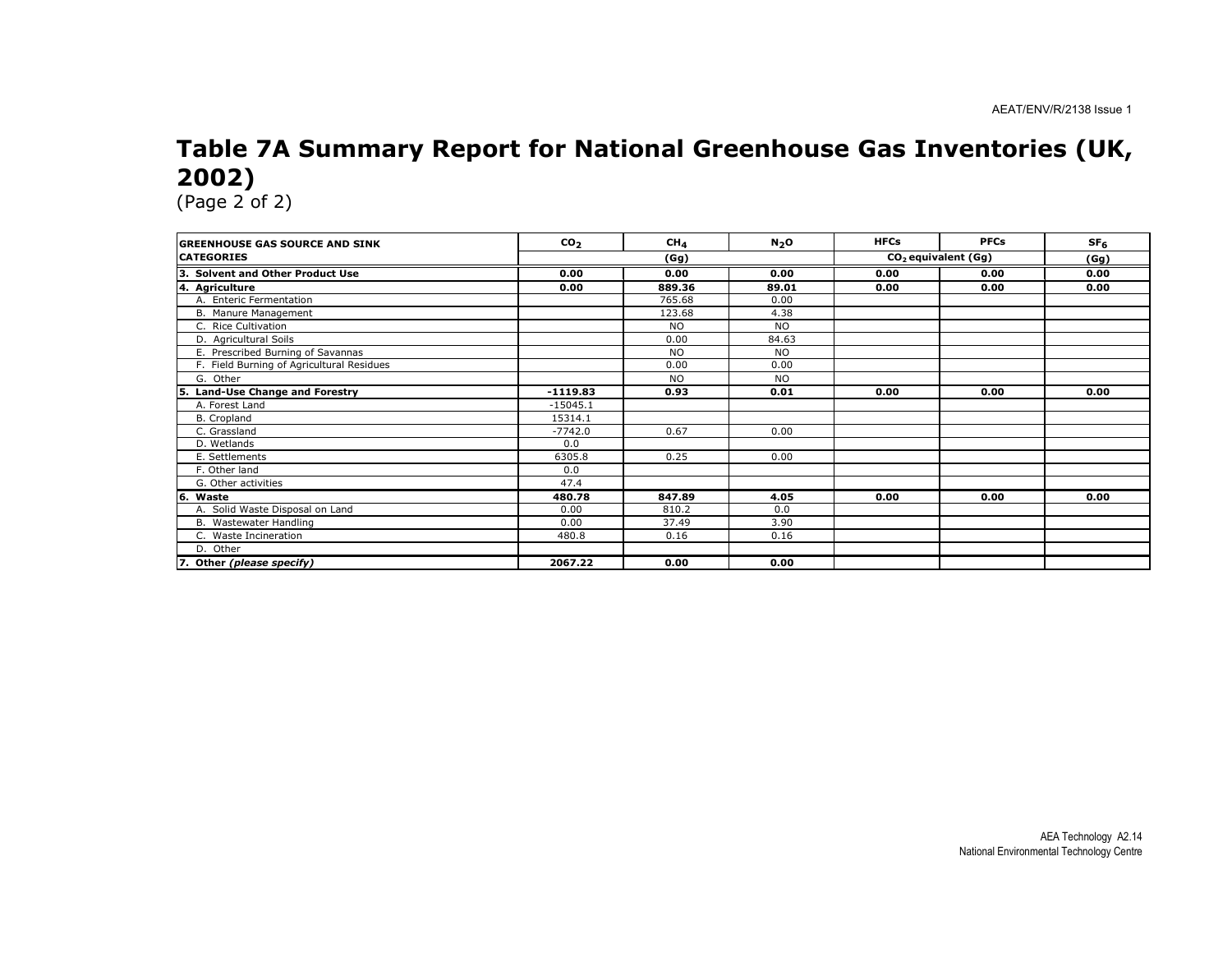# Table 7A Summary Report for National Greenhouse Gas Inventories (UK, 2002)

(Page 2 of 2)

| GREENHOUSE GAS SOURCE AND SINK CATEGORIES | $CO_2$ | $CH_4$ | $N_2O$ | HFCs | PFCs | $SF_6$ |
|---|---|---|---|---|---|---|
| | (Gg) | | | $CO_2$ equivalent (Gg) | | (Gg) |
| **3. Solvent and Other Product Use** | **0.00** | **0.00** | **0.00** | **0.00** | **0.00** | **0.00** |
| **4. Agriculture** | **0.00** | **889.36** | **89.01** | **0.00** | **0.00** | **0.00** |
| A. Enteric Fermentation | | 765.68 | 0.00 | | | |
| B. Manure Management | | 123.68 | 4.38 | | | |
| C. Rice Cultivation | | NO | NO | | | |
| D. Agricultural Soils | | 0.00 | 84.63 | | | |
| E. Prescribed Burning of Savannas | | NO | NO | | | |
| F. Field Burning of Agricultural Residues | | 0.00 | 0.00 | | | |
| G. Other | | NO | NO | | | |
| **5. Land-Use Change and Forestry** | **-1119.83** | **0.93** | **0.01** | **0.00** | **0.00** | **0.00** |
| A. Forest Land | -15045.1 | | | | | |
| B. Cropland | 15314.1 | | | | | |
| C. Grassland | -7742.0 | 0.67 | 0.00 | | | |
| D. Wetlands | 0.0 | | | | | |
| E. Settlements | 6305.8 | 0.25 | 0.00 | | | |
| F. Other land | 0.0 | | | | | |
| G. Other activities | 47.4 | | | | | |
| **6. Waste** | **480.78** | **847.89** | **4.05** | **0.00** | **0.00** | **0.00** |
| A. Solid Waste Disposal on Land | 0.00 | 810.2 | 0.0 | | | |
| B. Wastewater Handling | 0.00 | 37.49 | 3.90 | | | |
| C. Waste Incineration | 480.8 | 0.16 | 0.16 | | | |
| D. Other | | | | | | |
| **7. Other *(please specify)*** | **2067.22** | **0.00** | **0.00** | | | |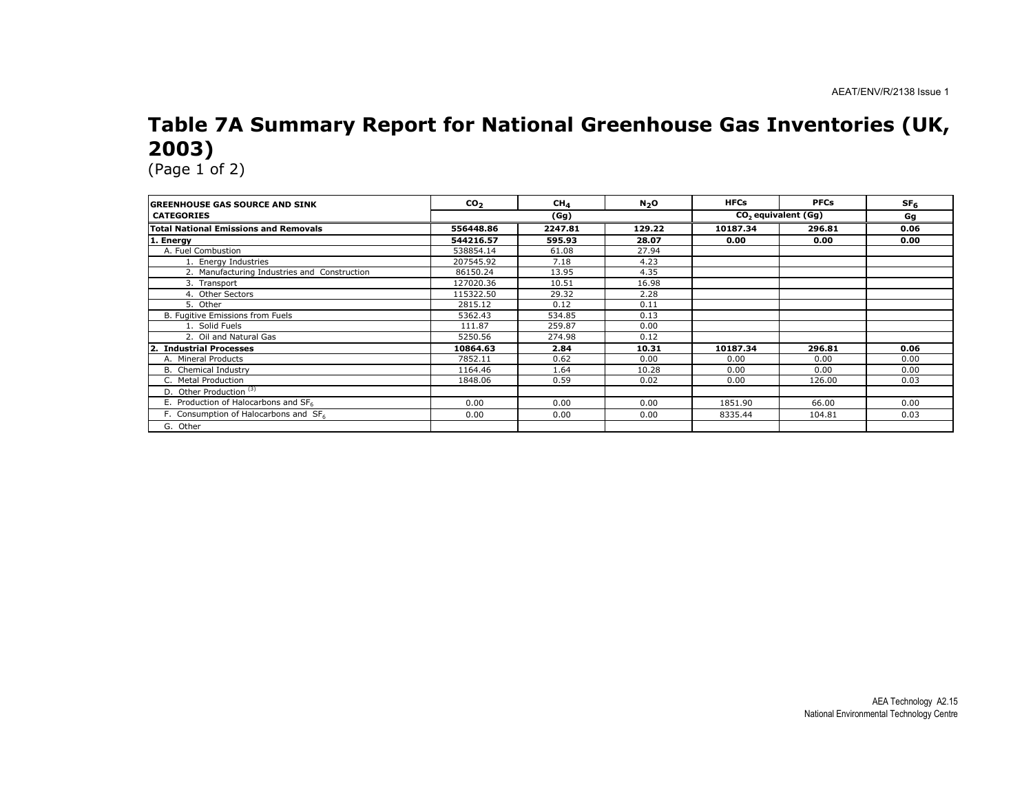# Table 7A Summary Report for National Greenhouse Gas Inventories (UK, 2003)

(Page 1 of 2)

| GREENHOUSE GAS SOURCE AND SINK CATEGORIES | $CO_2$ | $CH_4$ | $N_2O$ | HFCs | PFCs | $SF_6$ |
|---|---|---|---|---|---|---|
| | (Gg) | | | $CO_2$ equivalent (Gg) | | Gg |
| **Total National Emissions and Removals** | **556448.86** | **2247.81** | **129.22** | **10187.34** | **296.81** | **0.06** |
| **1. Energy** | **544216.57** | **595.93** | **28.07** | **0.00** | **0.00** | **0.00** |
| A. Fuel Combustion | 538854.14 | 61.08 | 27.94 | | | |
| 1. Energy Industries | 207545.92 | 7.18 | 4.23 | | | |
| 2. Manufacturing Industries and Construction | 86150.24 | 13.95 | 4.35 | | | |
| 3. Transport | 127020.36 | 10.51 | 16.98 | | | |
| 4. Other Sectors | 115322.50 | 29.32 | 2.28 | | | |
| 5. Other | 2815.12 | 0.12 | 0.11 | | | |
| B. Fugitive Emissions from Fuels | 5362.43 | 534.85 | 0.13 | | | |
| 1. Solid Fuels | 111.87 | 259.87 | 0.00 | | | |
| 2. Oil and Natural Gas | 5250.56 | 274.98 | 0.12 | | | |
| **2. Industrial Processes** | **10864.63** | **2.84** | **10.31** | **10187.34** | **296.81** | **0.06** |
| A. Mineral Products | 7852.11 | 0.62 | 0.00 | 0.00 | 0.00 | 0.00 |
| B. Chemical Industry | 1164.46 | 1.64 | 10.28 | 0.00 | 0.00 | 0.00 |
| C. Metal Production | 1848.06 | 0.59 | 0.02 | 0.00 | 126.00 | 0.03 |
| D. Other Production [(3)] | | | | | | |
| E. Production of Halocarbons and $SF_6$ | 0.00 | 0.00 | 0.00 | 1851.90 | 66.00 | 0.00 |
| F. Consumption of Halocarbons and $SF_6$ | 0.00 | 0.00 | 0.00 | 8335.44 | 104.81 | 0.03 |
| G. Other | | | | | | |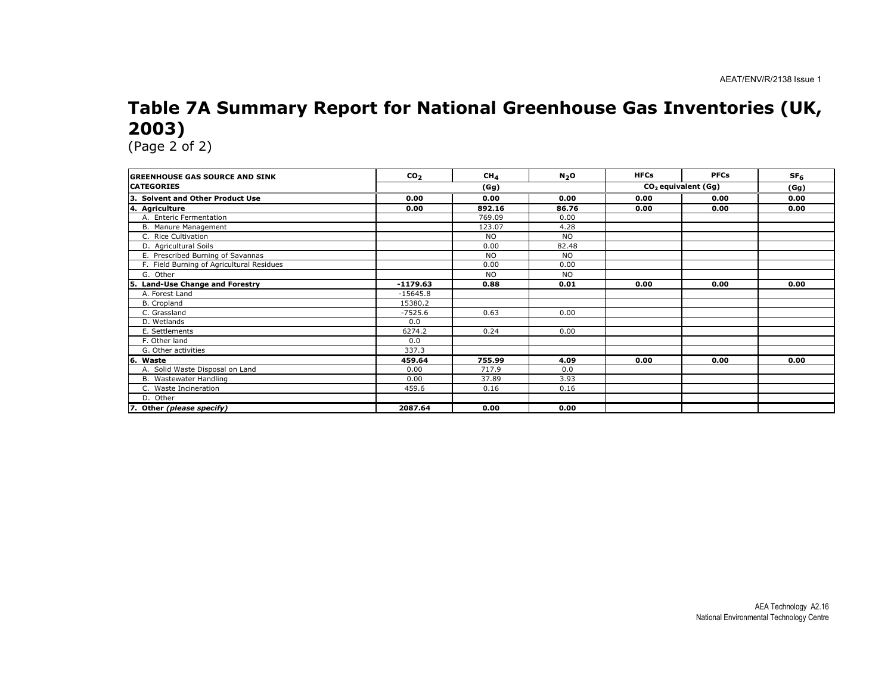# Table 7A Summary Report for National Greenhouse Gas Inventories (UK, 2003)

(Page 2 of 2)

| GREENHOUSE GAS SOURCE AND SINK CATEGORIES | $CO_2$ | $CH_4$ | $N_2O$ | HFCs | PFCs | $SF_6$ |
|---|---|---|---|---|---|---|
| | (Gg) | | | $CO_2$ equivalent (Gg) | | (Gg) |
| **3. Solvent and Other Product Use** | **0.00** | **0.00** | **0.00** | **0.00** | **0.00** | **0.00** |
| **4. Agriculture** | **0.00** | **892.16** | **86.76** | **0.00** | **0.00** | **0.00** |
| A. Enteric Fermentation | | 769.09 | 0.00 | | | |
| B. Manure Management | | 123.07 | 4.28 | | | |
| C. Rice Cultivation | | NO | NO | | | |
| D. Agricultural Soils | | 0.00 | 82.48 | | | |
| E. Prescribed Burning of Savannas | | NO | NO | | | |
| F. Field Burning of Agricultural Residues | | 0.00 | 0.00 | | | |
| G. Other | | NO | NO | | | |
| **5. Land-Use Change and Forestry** | **-1179.63** | **0.88** | **0.01** | **0.00** | **0.00** | **0.00** |
| A. Forest Land | -15645.8 | | | | | |
| B. Cropland | 15380.2 | | | | | |
| C. Grassland | -7525.6 | 0.63 | 0.00 | | | |
| D. Wetlands | 0.0 | | | | | |
| E. Settlements | 6274.2 | 0.24 | 0.00 | | | |
| F. Other land | 0.0 | | | | | |
| G. Other activities | 337.3 | | | | | |
| **6. Waste** | **459.64** | **755.99** | **4.09** | **0.00** | **0.00** | **0.00** |
| A. Solid Waste Disposal on Land | 0.00 | 717.9 | 0.0 | | | |
| B. Wastewater Handling | 0.00 | 37.89 | 3.93 | | | |
| C. Waste Incineration | 459.6 | 0.16 | 0.16 | | | |
| D. Other | | | | | | |
| **7. Other *(please specify)*** | **2087.64** | **0.00** | **0.00** | | | |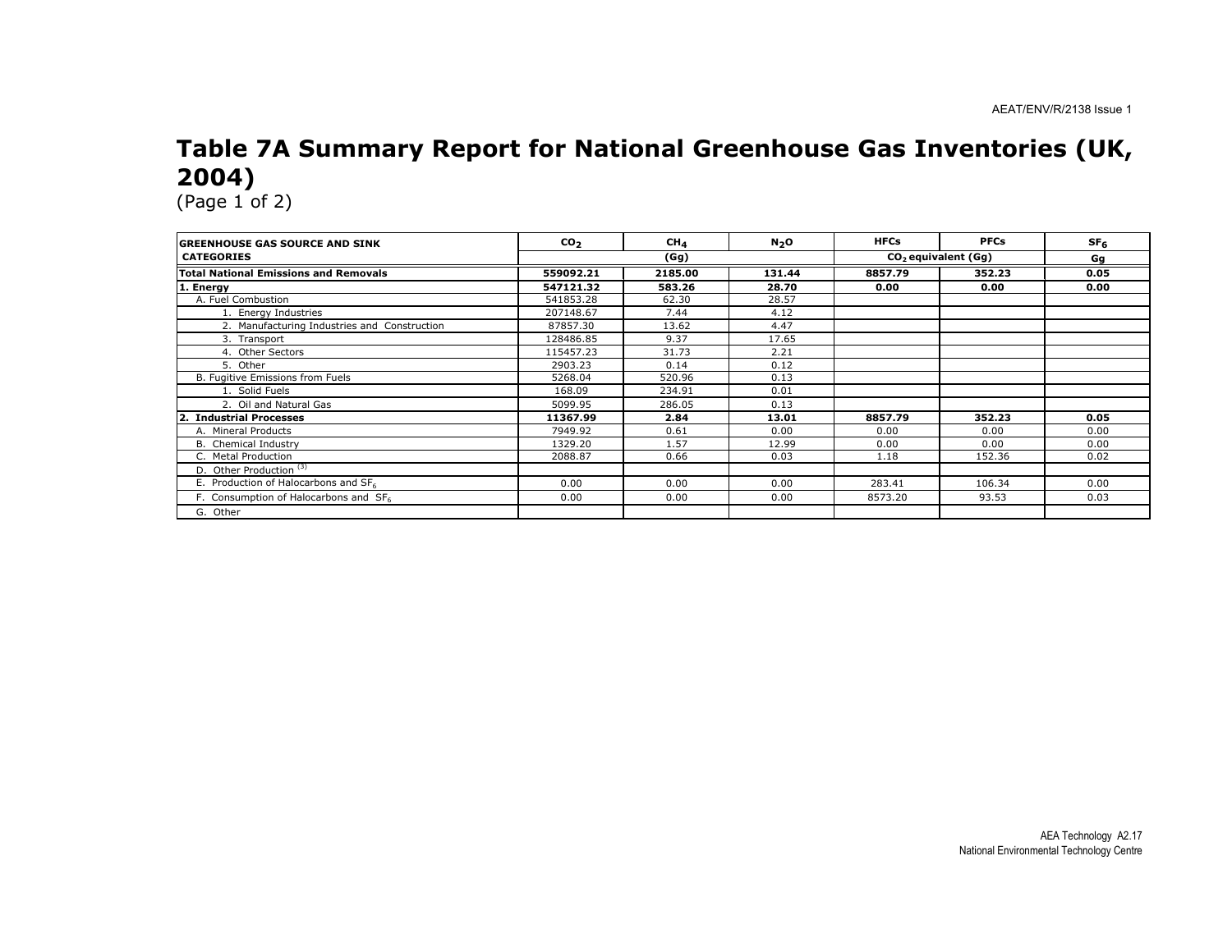# Table 7A Summary Report for National Greenhouse Gas Inventories (UK, 2004)

(Page 1 of 2)

| GREENHOUSE GAS SOURCE AND SINK CATEGORIES | $CO_2$ | $CH_4$ | $N_2O$ | HFCs | PFCs | $SF_6$ |
|---|---|---|---|---|---|---|
| | (Gg) | | | $CO_2$ equivalent (Gg) | | Gg |
| **Total National Emissions and Removals** | **559092.21** | **2185.00** | **131.44** | **8857.79** | **352.23** | **0.05** |
| **1. Energy** | **547121.32** | **583.26** | **28.70** | **0.00** | **0.00** | **0.00** |
| A. Fuel Combustion | 541853.28 | 62.30 | 28.57 | | | |
| 1. Energy Industries | 207148.67 | 7.44 | 4.12 | | | |
| 2. Manufacturing Industries and Construction | 87857.30 | 13.62 | 4.47 | | | |
| 3. Transport | 128486.85 | 9.37 | 17.65 | | | |
| 4. Other Sectors | 115457.23 | 31.73 | 2.21 | | | |
| 5. Other | 2903.23 | 0.14 | 0.12 | | | |
| B. Fugitive Emissions from Fuels | 5268.04 | 520.96 | 0.13 | | | |
| 1. Solid Fuels | 168.09 | 234.91 | 0.01 | | | |
| 2. Oil and Natural Gas | 5099.95 | 286.05 | 0.13 | | | |
| **2. Industrial Processes** | **11367.99** | **2.84** | **13.01** | **8857.79** | **352.23** | **0.05** |
| A. Mineral Products | 7949.92 | 0.61 | 0.00 | 0.00 | 0.00 | 0.00 |
| B. Chemical Industry | 1329.20 | 1.57 | 12.99 | 0.00 | 0.00 | 0.00 |
| C. Metal Production | 2088.87 | 0.66 | 0.03 | 1.18 | 152.36 | 0.02 |
| D. Other Production [3] | | | | | | |
| E. Production of Halocarbons and $SF_6$ | 0.00 | 0.00 | 0.00 | 283.41 | 106.34 | 0.00 |
| F. Consumption of Halocarbons and $SF_6$ | 0.00 | 0.00 | 0.00 | 8573.20 | 93.53 | 0.03 |
| G. Other | | | | | | |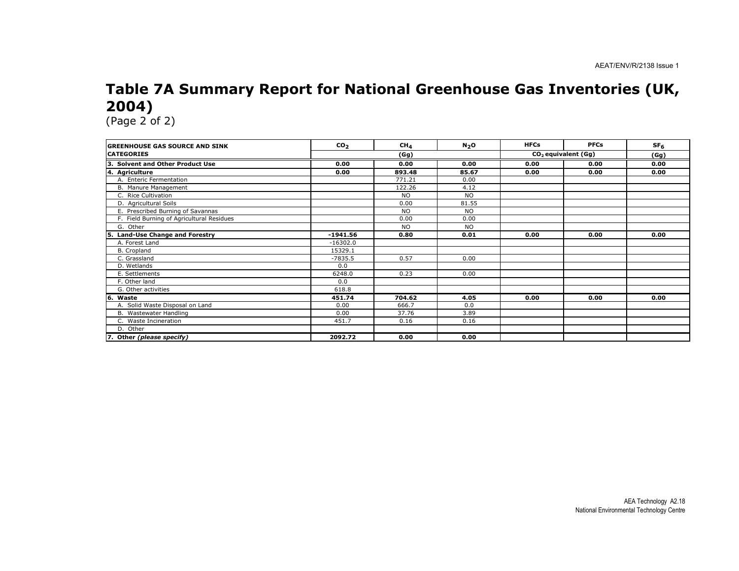# Table 7A Summary Report for National Greenhouse Gas Inventories (UK, 2004)

(Page 2 of 2)

| GREENHOUSE GAS SOURCE AND SINK CATEGORIES | $CO_2$ | $CH_4$ | $N_2O$ | HFCs | PFCs | $SF_6$ |
|---|---|---|---|---|---|---|
| | (Gg) | | | $CO_2$ equivalent (Gg) | | (Gg) |
| **3. Solvent and Other Product Use** | **0.00** | **0.00** | **0.00** | **0.00** | **0.00** | **0.00** |
| **4. Agriculture** | **0.00** | **893.48** | **85.67** | **0.00** | **0.00** | **0.00** |
| A. Enteric Fermentation | | 771.21 | 0.00 | | | |
| B. Manure Management | | 122.26 | 4.12 | | | |
| C. Rice Cultivation | | NO | NO | | | |
| D. Agricultural Soils | | 0.00 | 81.55 | | | |
| E. Prescribed Burning of Savannas | | NO | NO | | | |
| F. Field Burning of Agricultural Residues | | 0.00 | 0.00 | | | |
| G. Other | | NO | NO | | | |
| **5. Land-Use Change and Forestry** | **-1941.56** | **0.80** | **0.01** | **0.00** | **0.00** | **0.00** |
| A. Forest Land | -16302.0 | | | | | |
| B. Cropland | 15329.1 | | | | | |
| C. Grassland | -7835.5 | 0.57 | 0.00 | | | |
| D. Wetlands | 0.0 | | | | | |
| E. Settlements | 6248.0 | 0.23 | 0.00 | | | |
| F. Other land | 0.0 | | | | | |
| G. Other activities | 618.8 | | | | | |
| **6. Waste** | **451.74** | **704.62** | **4.05** | **0.00** | **0.00** | **0.00** |
| A. Solid Waste Disposal on Land | 0.00 | 666.7 | 0.0 | | | |
| B. Wastewater Handling | 0.00 | 37.76 | 3.89 | | | |
| C. Waste Incineration | 451.7 | 0.16 | 0.16 | | | |
| D. Other | | | | | | |
| **7. Other *(please specify)*** | **2092.72** | **0.00** | **0.00** | | | |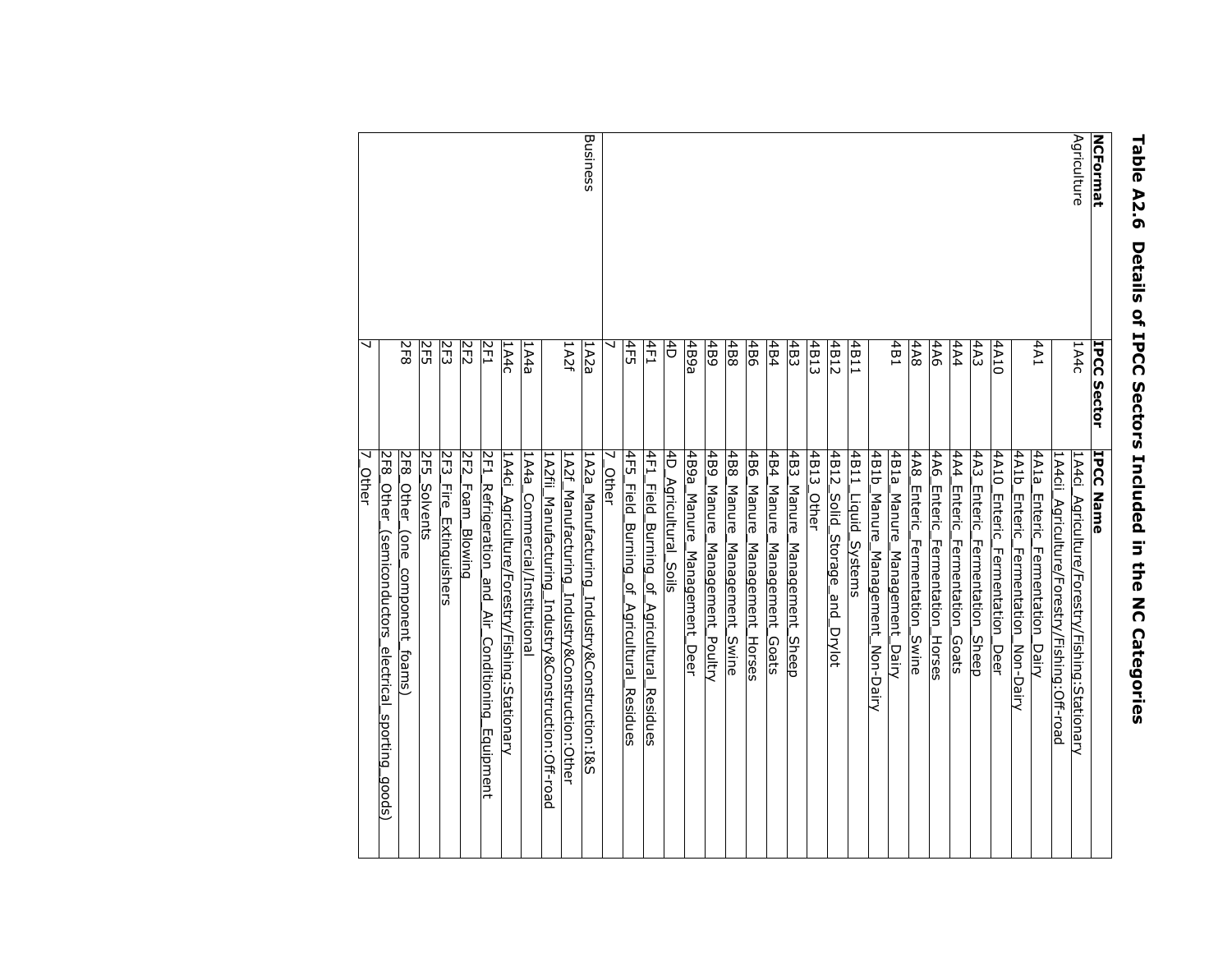**Table A2.6 Details of IPCC Sectors Included in the NC Categories**

| NCFormat | IPCC Sector | IPCC Name |
|---|---|---|
| Agriculture | 1A4c | 1A4ci_Agriculture/Forestry/Fishing:Stationary |
| | | 1A4cii_Agriculture/Forestry/Fishing:Off-road |
| | 4A1 | 4A1a_Enteric_Fermentation_Dairy |
| | | 4A1b_Enteric_Fermentation_Non-Dairy |
| | 4A10 | 4A10_Enteric_Fermentation_Deer |
| | 4A3 | 4A3_Enteric_Fermentation_Sheep |
| | 4A4 | 4A4_Enteric_Fermentation_Goats |
| | 4A6 | 4A6_Enteric_Fermentation_Horses |
| | 4A8 | 4A8_Enteric_Fermentation_Swine |
| | 4B1 | 4B1a_Manure_Management_Dairy |
| | | 4B1b_Manure_Management_Non-Dairy |
| | 4B11 | 4B11_Liquid_Systems |
| | 4B12 | 4B12_Solid_Storage_and_Drylot |
| | 4B13 | 4B13_Other |
| | 4B3 | 4B3_Manure_Management_Sheep |
| | 4B4 | 4B4_Manure_Management_Goats |
| | 4B6 | 4B6_Manure_Management_Horses |
| | 4B8 | 4B8_Manure_Management_Swine |
| | 4B9 | 4B9_Manure_Management_Poultry |
| | 4B9a | 4B9a_Manure_Management_Deer |
| | 4D | 4D_Agricultural_Soils |
| | 4F1 | 4F1_Field_Burning_of_Agricultural_Residues |
| | 4F5 | 4F5_Field_Burning_of_Agricultural_Residues |
| | 7 | 7_Other |
| Business | 1A2a | 1A2a_Manufacturing_Industry&Construction:I&S |
| | 1A2f | 1A2f_Manufacturing_Industry&Construction:Other |
| | | 1A2fii_Manufacturing_Industry&Construction:Off-road |
| | 1A4a | 1A4a_Commercial/Institutional |
| | 1A4c | 1A4ci_Agriculture/Forestry/Fishing:Stationary |
| | 2F1 | 2F1_Refrigeration_and_Air_Conditioning_Equipment |
| | 2F2 | 2F2_Foam_Blowing |
| | 2F3 | 2F3_Fire_Extinguishers |
| | 2F5 | 2F5_Solvents |
| | 2F8 | 2F8_Other_(one_component_foams) |
| | | 2F8_Other_(semiconductors_electrical_sporting_goods) |
| | 7 | 7_Other |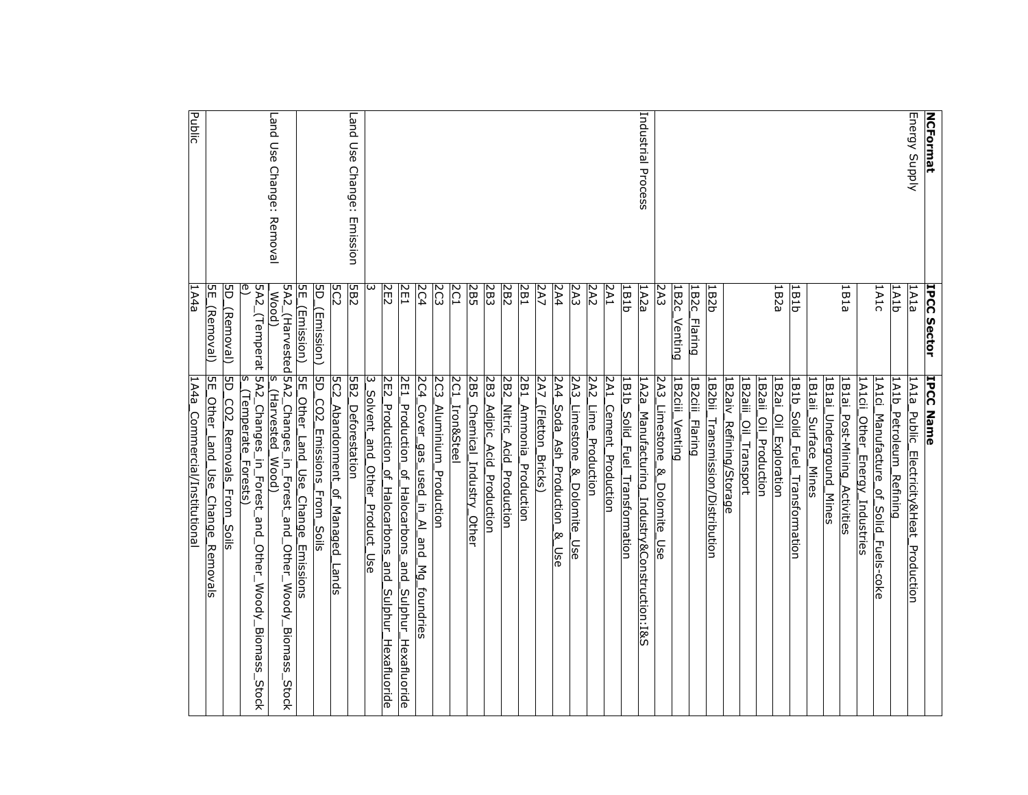| NCFormat | IPCC Sector | IPCC Name |
|---|---|---|
| Energy Supply | 1A1a | 1A1a_Public_Electricity&Heat_Production |
| | 1A1b | 1A1b_Petroleum_Refining |
| | 1A1c | 1A1ci_Manufacture_of_Solid_Fuels-coke |
| | | 1A1cii_Other_Energy_Industries |
| | 1B1a | 1B1ai_Post-Mining_Activities |
| | | 1B1ai_Underground_Mines |
| | | 1B1aii_Surface_Mines |
| | 1B1b | 1B1b_Solid_Fuel_Transformation |
| | 1B2a | 1B2ai_Oil_Exploration |
| | | 1B2aii_Oil_Production |
| | | 1B2aiii_Oil_Transport |
| | | 1B2aiv_Refining/Storage |
| | 1B2b | 1B2bii_Transmission/Distribution |
| | 1B2c_Flaring | 1B2ciii_Flaring |
| | 1B2c_Venting | 1B2ciii_Venting |
| | 2A3 | 2A3_Limestone_&_Dolomite_Use |
| Industrial Process | 1A2a | 1A2a_Manufacturing_Industry&Construction:I&S |
| | 1B1b | 1B1b_Solid_Fuel_Transformation |
| | 2A1 | 2A1_Cement_Production |
| | 2A2 | 2A2_Lime_Production |
| | 2A3 | 2A3_Limestone_&_Dolomite_Use |
| | 2A4 | 2A4_Soda_Ash_Production_&_Use |
| | 2A7 | 2A7_(Fletton_Bricks) |
| | 2B1 | 2B1_Ammonia_Production |
| | 2B2 | 2B2_Nitric_Acid_Production |
| | 2B3 | 2B3_Adipic_Acid_Production |
| | 2B5 | 2B5_Chemical_Industry_Other |
| | 2C1 | 2C1_Iron&Steel |
| | 2C3 | 2C3_Aluminium_Production |
| | 2C4 | 2C4_Cover_gas_used_in_Al_and_Mg_foundries |
| | 2E1 | 2E1_Production_of_Halocarbons_and_Sulphur_Hexafluoride |
| | 2E2 | 2E2_Production_of_Halocarbons_and_Sulphur_Hexafluoride |
| | 3 | 3_Solvent_and_Other_Product_Use |
| Land Use Change: Emission | 5B2 | 5B2_Deforestation |
| | 5C2 | 5C2_Abandonment_of_Managed_Lands |
| | 5D_(Emission) | 5D_CO2_Emissions_From_Soils |
| | 5E_(Emission) | 5E_Other_Land_Use_Change_Emissions |
| Land Use Change: Removal | 5A2_(Harvested_Wood) | 5A2_Changes_in_Forest_and_Other_Woody_Biomass_Stocks_(Harvested_Wood) |
| | 5A2_(Temperate) | 5A2_Changes_in_Forest_and_Other_Woody_Biomass_Stocks_(Temperate_Forests) |
| | 5D_(Removal) | 5D_CO2_Removals_From_Soils |
| | 5E_(Removal) | 5E_Other_Land_Use_Change_Removals |
| Public | 1A4a | 1A4a_Commercial/Institutional |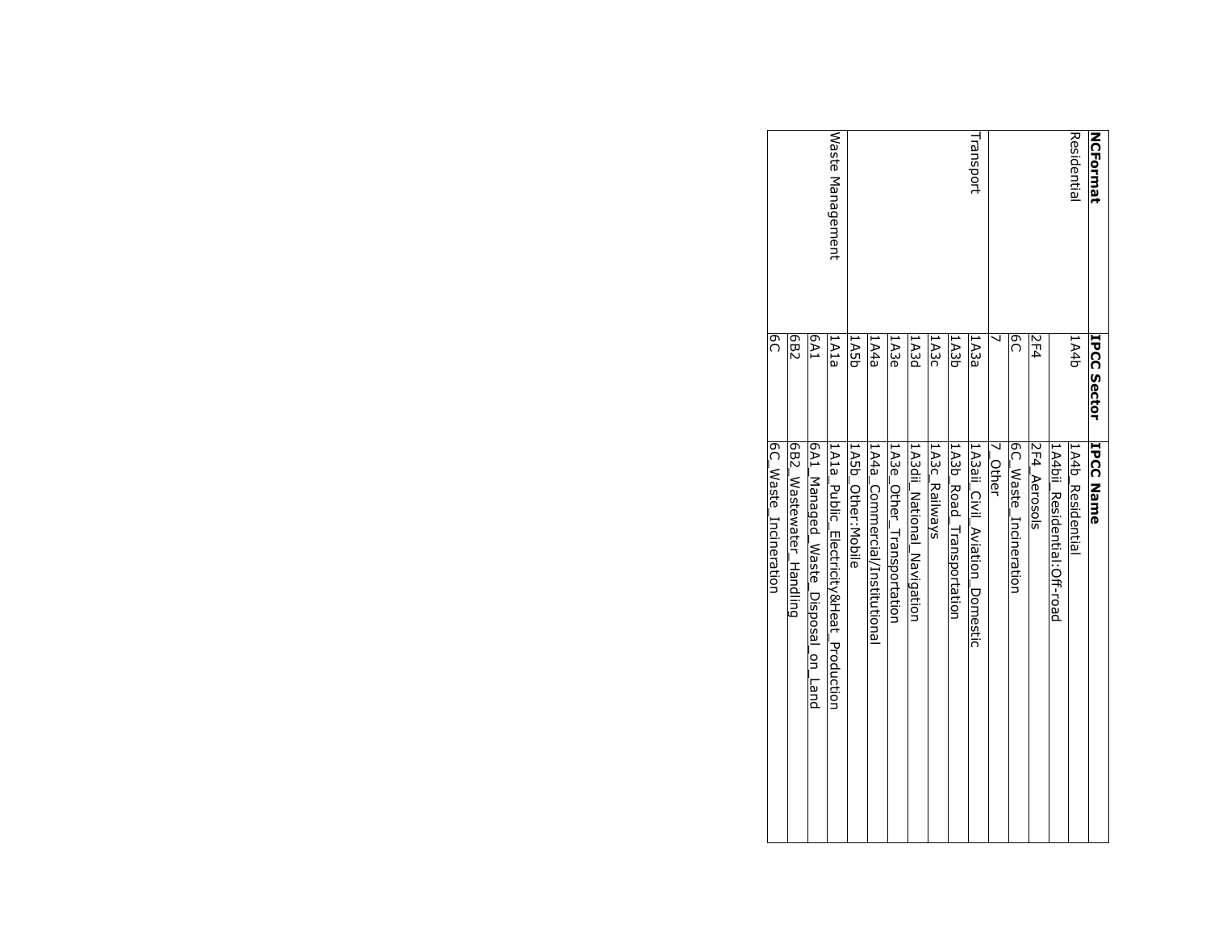| NCFormat | IPCC Sector | IPCC Name |
|---|---|---|
| Residential | 1A4b | 1A4b_Residential |
| | | 1A4bii_Residential:Off-road |
| | 2F4 | 2F4_Aerosols |
| | 6C | 6C_Waste_Incineration |
| | 7 | 7_Other |
| Transport | 1A3a | 1A3aii_Civil_Aviation_Domestic |
| | 1A3b | 1A3b_Road_Transportation |
| | 1A3c | 1A3c_Railways |
| | 1A3d | 1A3dii_National_Navigation |
| | 1A3e | 1A3e_Other_Transportation |
| | 1A4a | 1A4a_Commercial/Institutional |
| | 1A5b | 1A5b_Other:Mobile |
| Waste Management | 1A1a | 1A1a_Public_Electricity&Heat_Production |
| | 6A1 | 6A1_Managed_Waste_Disposal_on_Land |
| | 6B2 | 6B2_Wastewater_Handling |
| | 6C | 6C_Waste_Incineration |